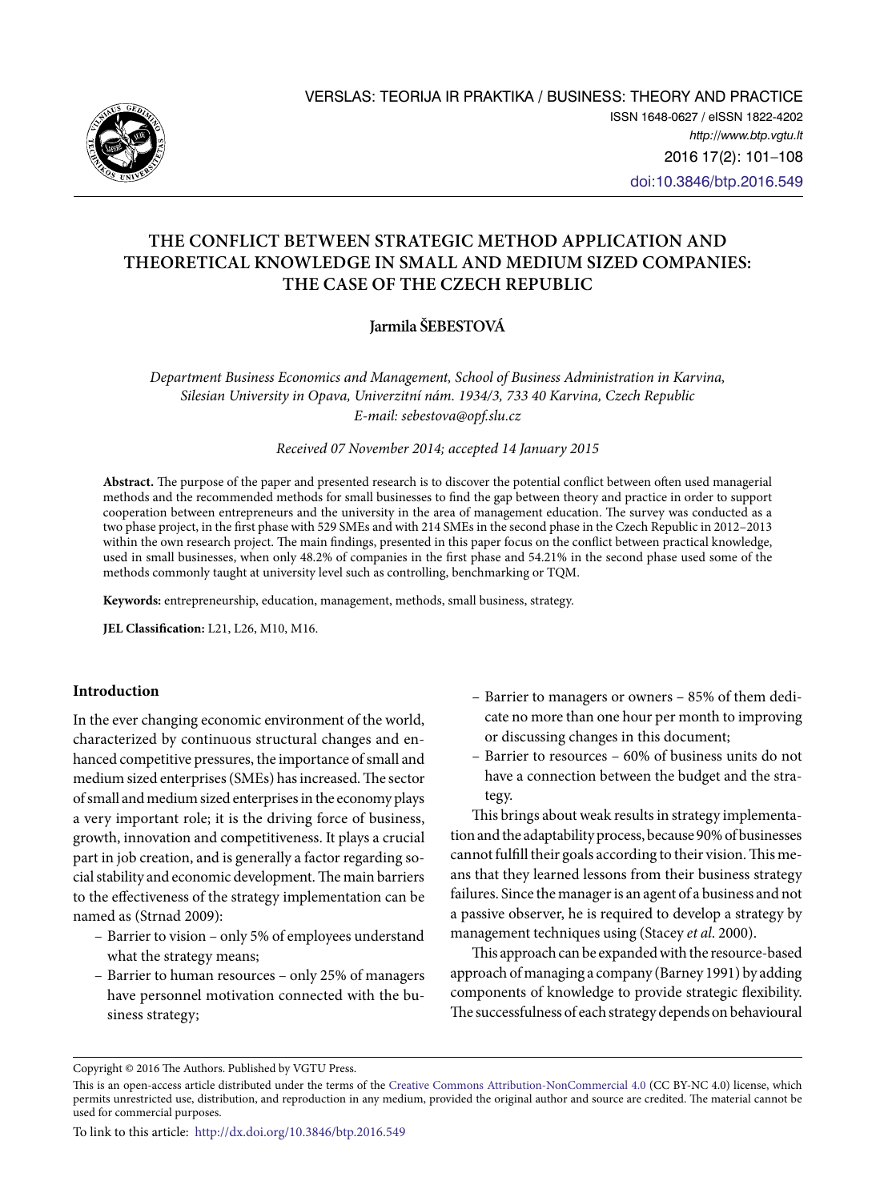# THE CONFLICT BETWEEN STRATEGIC METHOD APPLICATION AND THEORETICAL KNOWLEDGE IN SMALL AND MEDIUM SIZED COMPANIES: THE CASE OF THE CZECH REPUBLIC

**Jarmila ŠEBESTOVÁ**

*Department Business Economics and Management, School of Business Administration in Karvina, Silesian University in Opava, Univerzitní nám. 1934/3, 733 40 Karvina, Czech Republic*
*E-mail: sebestova@opf.slu.cz*

*Received 07 November 2014; accepted 14 January 2015*

**Abstract.** The purpose of the paper and presented research is to discover the potential conflict between often used managerial methods and the recommended methods for small businesses to find the gap between theory and practice in order to support cooperation between entrepreneurs and the university in the area of management education. The survey was conducted as a two phase project, in the first phase with 529 SMEs and with 214 SMEs in the second phase in the Czech Republic in 2012–2013 within the own research project. The main findings, presented in this paper focus on the conflict between practical knowledge, used in small businesses, when only 48.2% of companies in the first phase and 54.21% in the second phase used some of the methods commonly taught at university level such as controlling, benchmarking or TQM.

**Keywords:** entrepreneurship, education, management, methods, small business, strategy.

**JEL Classification:** L21, L26, M10, M16.

## Introduction

In the ever changing economic environment of the world, characterized by continuous structural changes and enhanced competitive pressures, the importance of small and medium sized enterprises (SMEs) has increased. The sector of small and medium sized enterprises in the economy plays a very important role; it is the driving force of business, growth, innovation and competitiveness. It plays a crucial part in job creation, and is generally a factor regarding social stability and economic development. The main barriers to the effectiveness of the strategy implementation can be named as (Strnad 2009):

- Barrier to vision – only 5% of employees understand what the strategy means;
- Barrier to human resources – only 25% of managers have personnel motivation connected with the business strategy;
- Barrier to managers or owners – 85% of them dedicate no more than one hour per month to improving or discussing changes in this document;
- Barrier to resources – 60% of business units do not have a connection between the budget and the strategy.

This brings about weak results in strategy implementation and the adaptability process, because 90% of businesses cannot fulfill their goals according to their vision. This means that they learned lessons from their business strategy failures. Since the manager is an agent of a business and not a passive observer, he is required to develop a strategy by management techniques using (Stacey *et al*. 2000).

This approach can be expanded with the resource-based approach of managing a company (Barney 1991) by adding components of knowledge to provide strategic flexibility. The successfulness of each strategy depends on behavioural

Copyright © 2016 The Authors. Published by VGTU Press.

This is an open-access article distributed under the terms of the Creative Commons Attribution-NonCommercial 4.0 (CC BY-NC 4.0) license, which permits unrestricted use, distribution, and reproduction in any medium, provided the original author and source are credited. The material cannot be used for commercial purposes.

To link to this article: http://dx.doi.org/10.3846/btp.2016.549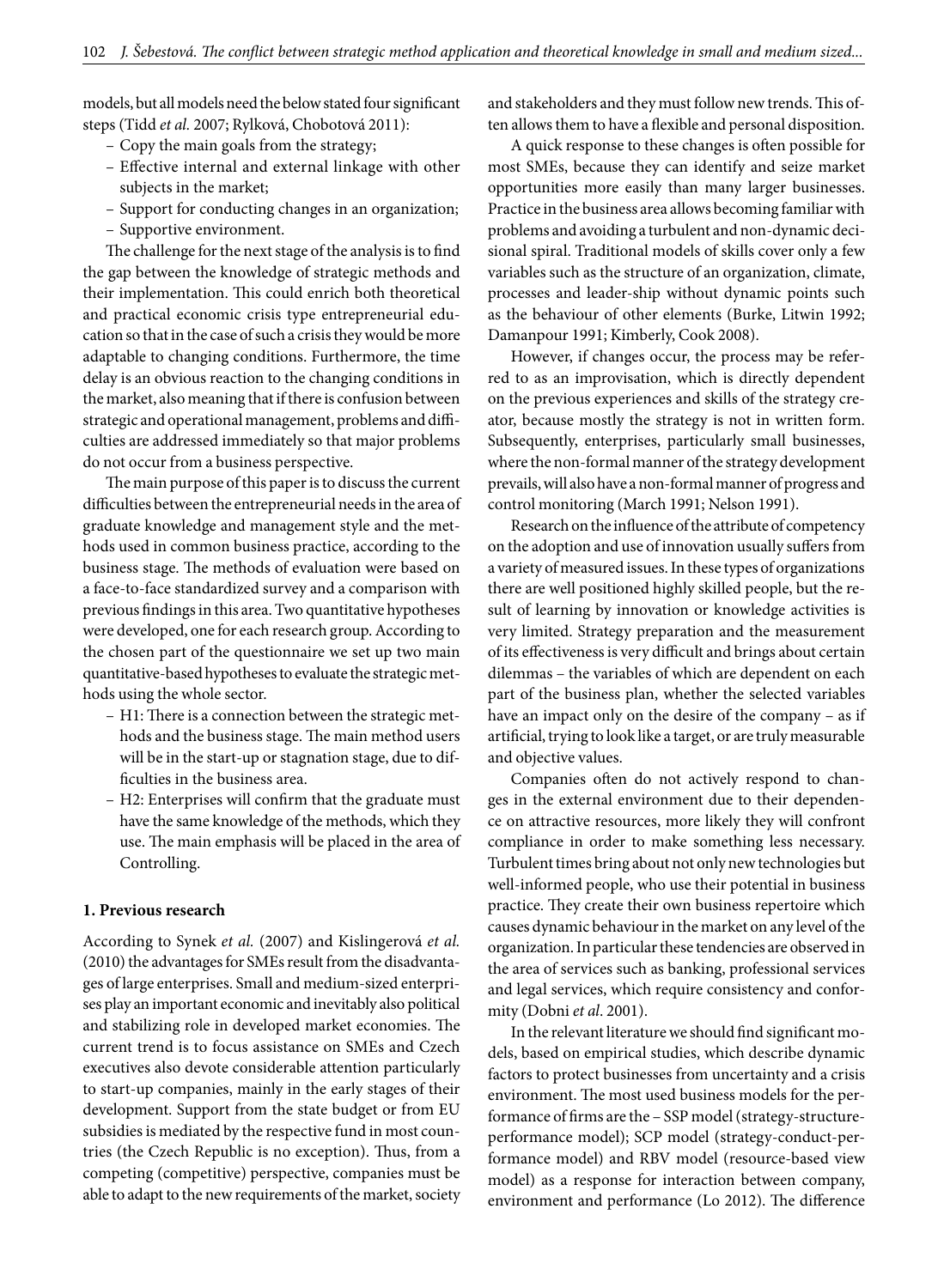models, but all models need the below stated four significant steps (Tidd *et al.* 2007; Rylková, Chobotová 2011):

- Copy the main goals from the strategy;
- Effective internal and external linkage with other subjects in the market;
- Support for conducting changes in an organization;
- Supportive environment.

The challenge for the next stage of the analysis is to find the gap between the knowledge of strategic methods and their implementation. This could enrich both theoretical and practical economic crisis type entrepreneurial education so that in the case of such a crisis they would be more adaptable to changing conditions. Furthermore, the time delay is an obvious reaction to the changing conditions in the market, also meaning that if there is confusion between strategic and operational management, problems and difficulties are addressed immediately so that major problems do not occur from a business perspective.

The main purpose of this paper is to discuss the current difficulties between the entrepreneurial needs in the area of graduate knowledge and management style and the methods used in common business practice, according to the business stage. The methods of evaluation were based on a face-to-face standardized survey and a comparison with previous findings in this area. Two quantitative hypotheses were developed, one for each research group. According to the chosen part of the questionnaire we set up two main quantitative-based hypotheses to evaluate the strategic methods using the whole sector.

- H1: There is a connection between the strategic methods and the business stage. The main method users will be in the start-up or stagnation stage, due to difficulties in the business area.
- H2: Enterprises will confirm that the graduate must have the same knowledge of the methods, which they use. The main emphasis will be placed in the area of Controlling.

## 1. Previous research

According to Synek *et al.* (2007) and Kislingerová *et al.* (2010) the advantages for SMEs result from the disadvantages of large enterprises. Small and medium-sized enterprises play an important economic and inevitably also political and stabilizing role in developed market economies. The current trend is to focus assistance on SMEs and Czech executives also devote considerable attention particularly to start-up companies, mainly in the early stages of their development. Support from the state budget or from EU subsidies is mediated by the respective fund in most countries (the Czech Republic is no exception). Thus, from a competing (competitive) perspective, companies must be able to adapt to the new requirements of the market, society and stakeholders and they must follow new trends. This often allows them to have a flexible and personal disposition.

A quick response to these changes is often possible for most SMEs, because they can identify and seize market opportunities more easily than many larger businesses. Practice in the business area allows becoming familiar with problems and avoiding a turbulent and non-dynamic decisional spiral. Traditional models of skills cover only a few variables such as the structure of an organization, climate, processes and leader-ship without dynamic points such as the behaviour of other elements (Burke, Litwin 1992; Damanpour 1991; Kimberly, Cook 2008).

However, if changes occur, the process may be referred to as an improvisation, which is directly dependent on the previous experiences and skills of the strategy creator, because mostly the strategy is not in written form. Subsequently, enterprises, particularly small businesses, where the non-formal manner of the strategy development prevails, will also have a non-formal manner of progress and control monitoring (March 1991; Nelson 1991).

Research on the influence of the attribute of competency on the adoption and use of innovation usually suffers from a variety of measured issues. In these types of organizations there are well positioned highly skilled people, but the result of learning by innovation or knowledge activities is very limited. Strategy preparation and the measurement of its effectiveness is very difficult and brings about certain dilemmas – the variables of which are dependent on each part of the business plan, whether the selected variables have an impact only on the desire of the company – as if artificial, trying to look like a target, or are truly measurable and objective values.

Companies often do not actively respond to changes in the external environment due to their dependence on attractive resources, more likely they will confront compliance in order to make something less necessary. Turbulent times bring about not only new technologies but well-informed people, who use their potential in business practice. They create their own business repertoire which causes dynamic behaviour in the market on any level of the organization. In particular these tendencies are observed in the area of services such as banking, professional services and legal services, which require consistency and conformity (Dobni *et al*. 2001).

In the relevant literature we should find significant models, based on empirical studies, which describe dynamic factors to protect businesses from uncertainty and a crisis environment. The most used business models for the performance of firms are the – SSP model (strategy-structure-performance model); SCP model (strategy-conduct-performance model) and RBV model (resource-based view model) as a response for interaction between company, environment and performance (Lo 2012). The difference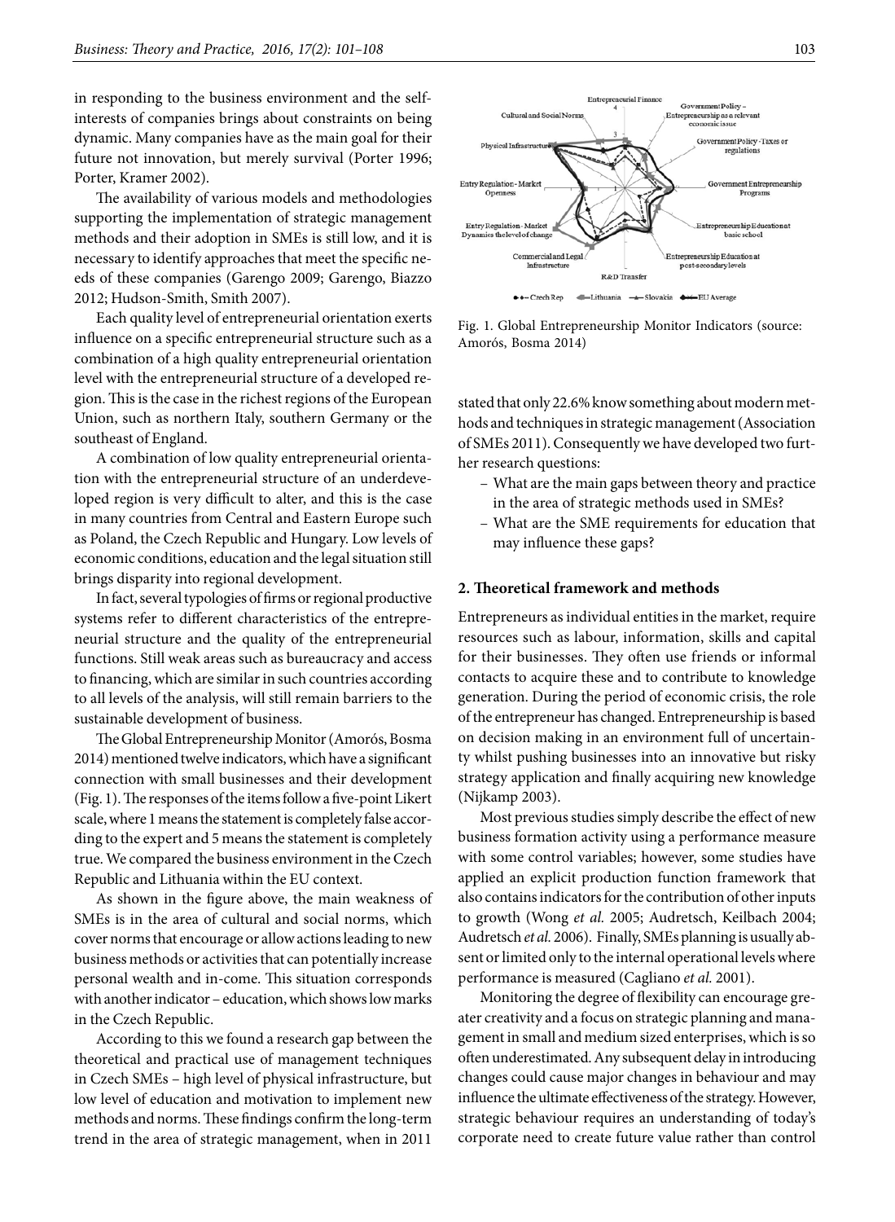in responding to the business environment and the self-interests of companies brings about constraints on being dynamic. Many companies have as the main goal for their future not innovation, but merely survival (Porter 1996; Porter, Kramer 2002).

The availability of various models and methodologies supporting the implementation of strategic management methods and their adoption in SMEs is still low, and it is necessary to identify approaches that meet the specific needs of these companies (Garengo 2009; Garengo, Biazzo 2012; Hudson-Smith, Smith 2007).

Each quality level of entrepreneurial orientation exerts influence on a specific entrepreneurial structure such as a combination of a high quality entrepreneurial orientation level with the entrepreneurial structure of a developed region. This is the case in the richest regions of the European Union, such as northern Italy, southern Germany or the southeast of England.

A combination of low quality entrepreneurial orientation with the entrepreneurial structure of an underdeveloped region is very difficult to alter, and this is the case in many countries from Central and Eastern Europe such as Poland, the Czech Republic and Hungary. Low levels of economic conditions, education and the legal situation still brings disparity into regional development.

In fact, several typologies of firms or regional productive systems refer to different characteristics of the entrepreneurial structure and the quality of the entrepreneurial functions. Still weak areas such as bureaucracy and access to financing, which are similar in such countries according to all levels of the analysis, will still remain barriers to the sustainable development of business.

The Global Entrepreneurship Monitor (Amorós, Bosma 2014) mentioned twelve indicators, which have a significant connection with small businesses and their development (Fig. 1). The responses of the items follow a five-point Likert scale, where 1 means the statement is completely false according to the expert and 5 means the statement is completely true. We compared the business environment in the Czech Republic and Lithuania within the EU context.

As shown in the figure above, the main weakness of SMEs is in the area of cultural and social norms, which cover norms that encourage or allow actions leading to new business methods or activities that can potentially increase personal wealth and in-come. This situation corresponds with another indicator – education, which shows low marks in the Czech Republic.

According to this we found a research gap between the theoretical and practical use of management techniques in Czech SMEs – high level of physical infrastructure, but low level of education and motivation to implement new methods and norms. These findings confirm the long-term trend in the area of strategic management, when in 2011

Fig. 1. Global Entrepreneurship Monitor Indicators (source: Amorós, Bosma 2014)

stated that only 22.6% know something about modern methods and techniques in strategic management (Association of SMEs 2011). Consequently we have developed two further research questions:

- What are the main gaps between theory and practice in the area of strategic methods used in SMEs?
- What are the SME requirements for education that may influence these gaps?

## 2. Theoretical framework and methods

Entrepreneurs as individual entities in the market, require resources such as labour, information, skills and capital for their businesses. They often use friends or informal contacts to acquire these and to contribute to knowledge generation. During the period of economic crisis, the role of the entrepreneur has changed. Entrepreneurship is based on decision making in an environment full of uncertainty whilst pushing businesses into an innovative but risky strategy application and finally acquiring new knowledge (Nijkamp 2003).

Most previous studies simply describe the effect of new business formation activity using a performance measure with some control variables; however, some studies have applied an explicit production function framework that also contains indicators for the contribution of other inputs to growth (Wong *et al.* 2005; Audretsch, Keilbach 2004; Audretsch *et al.* 2006). Finally, SMEs planning is usually absent or limited only to the internal operational levels where performance is measured (Cagliano *et al.* 2001).

Monitoring the degree of flexibility can encourage greater creativity and a focus on strategic planning and management in small and medium sized enterprises, which is so often underestimated. Any subsequent delay in introducing changes could cause major changes in behaviour and may influence the ultimate effectiveness of the strategy. However, strategic behaviour requires an understanding of today's corporate need to create future value rather than control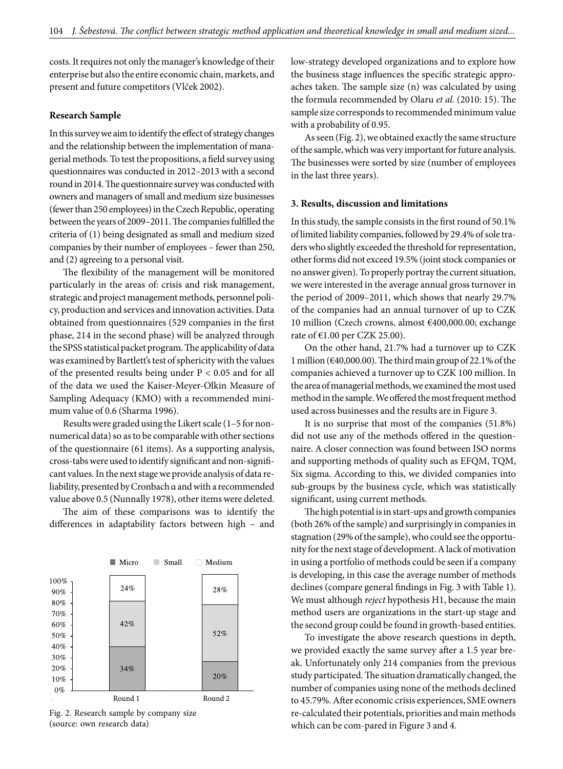costs. It requires not only the manager's knowledge of their enterprise but also the entire economic chain, markets, and present and future competitors (Vlček 2002).

**Research Sample**

In this survey we aim to identify the effect of strategy changes and the relationship between the implementation of managerial methods. To test the propositions, a field survey using questionnaires was conducted in 2012–2013 with a second round in 2014. The questionnaire survey was conducted with owners and managers of small and medium size businesses (fewer than 250 employees) in the Czech Republic, operating between the years of 2009–2011. The companies fulfilled the criteria of (1) being designated as small and medium sized companies by their number of employees – fewer than 250, and (2) agreeing to a personal visit.

The flexibility of the management will be monitored particularly in the areas of: crisis and risk management, strategic and project management methods, personnel policy, production and services and innovation activities. Data obtained from questionnaires (529 companies in the first phase, 214 in the second phase) will be analyzed through the SPSS statistical packet program. The applicability of data was examined by Bartlett's test of sphericity with the values of the presented results being under $P < 0.05$ and for all of the data we used the Kaiser-Meyer-Olkin Measure of Sampling Adequacy (KMO) with a recommended minimum value of 0.6 (Sharma 1996).

Results were graded using the Likert scale (1–5 for non-numerical data) so as to be comparable with other sections of the questionnaire (61 items). As a supporting analysis, cross-tabs were used to identify significant and non-significant values. In the next stage we provide analysis of data reliability, presented by Cronbach α and with a recommended value above 0.5 (Nunnally 1978), other items were deleted.

The aim of these comparisons was to identify the differences in adaptability factors between high – and low-strategy developed organizations and to explore how the business stage influences the specific strategic approaches taken. The sample size (n) was calculated by using the formula recommended by Olaru *et al.* (2010: 15). The sample size corresponds to recommended minimum value with a probability of 0.95.

As seen (Fig. 2), we obtained exactly the same structure of the sample, which was very important for future analysis. The businesses were sorted by size (number of employees in the last three years).

| | Round 1 | Round 2 |
|---|---|---|
| Micro | 34% | 20% |
| Small | 42% | 52% |
| Medium | 24% | 28% |

Fig. 2. Research sample by company size (source: own research data)

### 3. Results, discussion and limitations

In this study, the sample consists in the first round of 50.1% of limited liability companies, followed by 29.4% of sole traders who slightly exceeded the threshold for representation, other forms did not exceed 19.5% (joint stock companies or no answer given). To properly portray the current situation, we were interested in the average annual gross turnover in the period of 2009–2011, which shows that nearly 29.7% of the companies had an annual turnover of up to CZK 10 million (Czech crowns, almost €400,000.00; exchange rate of €1.00 per CZK 25.00).

On the other hand, 21.7% had a turnover up to CZK 1 million (€40,000.00). The third main group of 22.1% of the companies achieved a turnover up to CZK 100 million. In the area of managerial methods, we examined the most used method in the sample. We offered the most frequent method used across businesses and the results are in Figure 3.

It is no surprise that most of the companies (51.8%) did not use any of the methods offered in the questionnaire. A closer connection was found between ISO norms and supporting methods of quality such as EFQM, TQM, Six sigma. According to this, we divided companies into sub-groups by the business cycle, which was statistically significant, using current methods.

The high potential is in start-ups and growth companies (both 26% of the sample) and surprisingly in companies in stagnation (29% of the sample), who could see the opportunity for the next stage of development. A lack of motivation in using a portfolio of methods could be seen if a company is developing, in this case the average number of methods declines (compare general findings in Fig. 3 with Table 1). We must although *reject* hypothesis H1, because the main method users are organizations in the start-up stage and the second group could be found in growth-based entities.

To investigate the above research questions in depth, we provided exactly the same survey after a 1.5 year break. Unfortunately only 214 companies from the previous study participated. The situation dramatically changed, the number of companies using none of the methods declined to 45.79%. After economic crisis experiences, SME owners re-calculated their potentials, priorities and main methods which can be com-pared in Figure 3 and 4.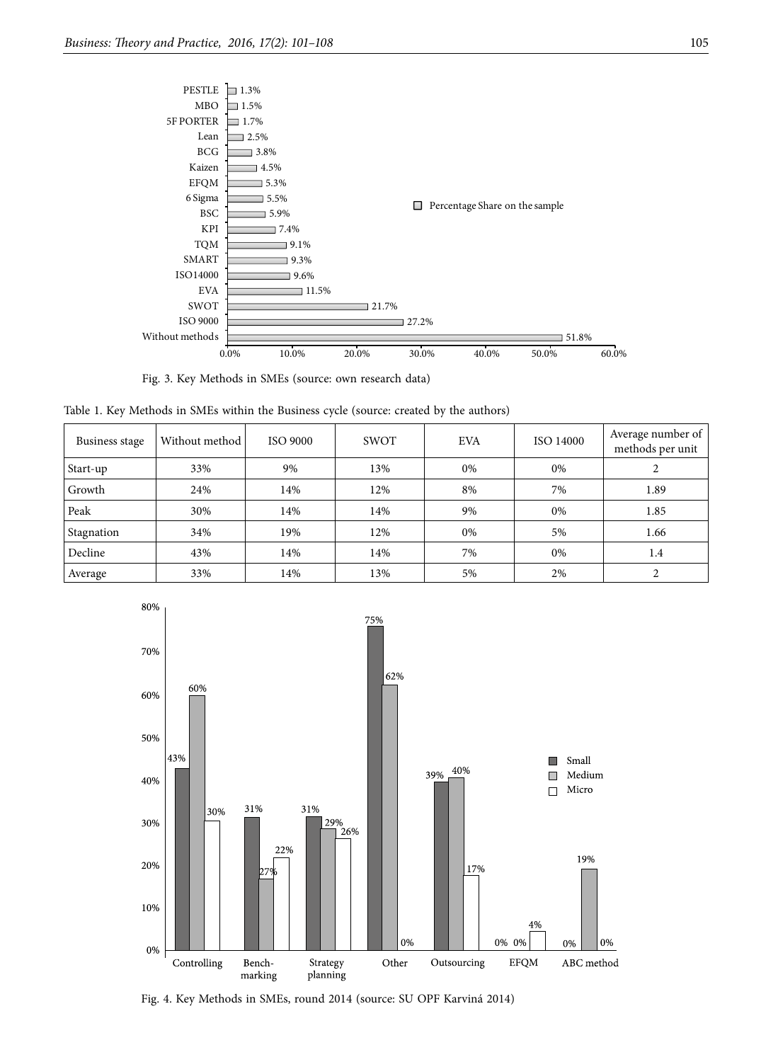Fig. 3. Key Methods in SMEs (source: own research data)

Table 1. Key Methods in SMEs within the Business cycle (source: created by the authors)

| Business stage | Without method | ISO 9000 | SWOT | EVA | ISO 14000 | Average number of methods per unit |
|---|---|---|---|---|---|---|
| Start-up | 33% | 9% | 13% | 0% | 0% | 2 |
| Growth | 24% | 14% | 12% | 8% | 7% | 1.89 |
| Peak | 30% | 14% | 14% | 9% | 0% | 1.85 |
| Stagnation | 34% | 19% | 12% | 0% | 5% | 1.66 |
| Decline | 43% | 14% | 14% | 7% | 0% | 1.4 |
| Average | 33% | 14% | 13% | 5% | 2% | 2 |

Fig. 4. Key Methods in SMEs, round 2014 (source: SU OPF Karviná 2014)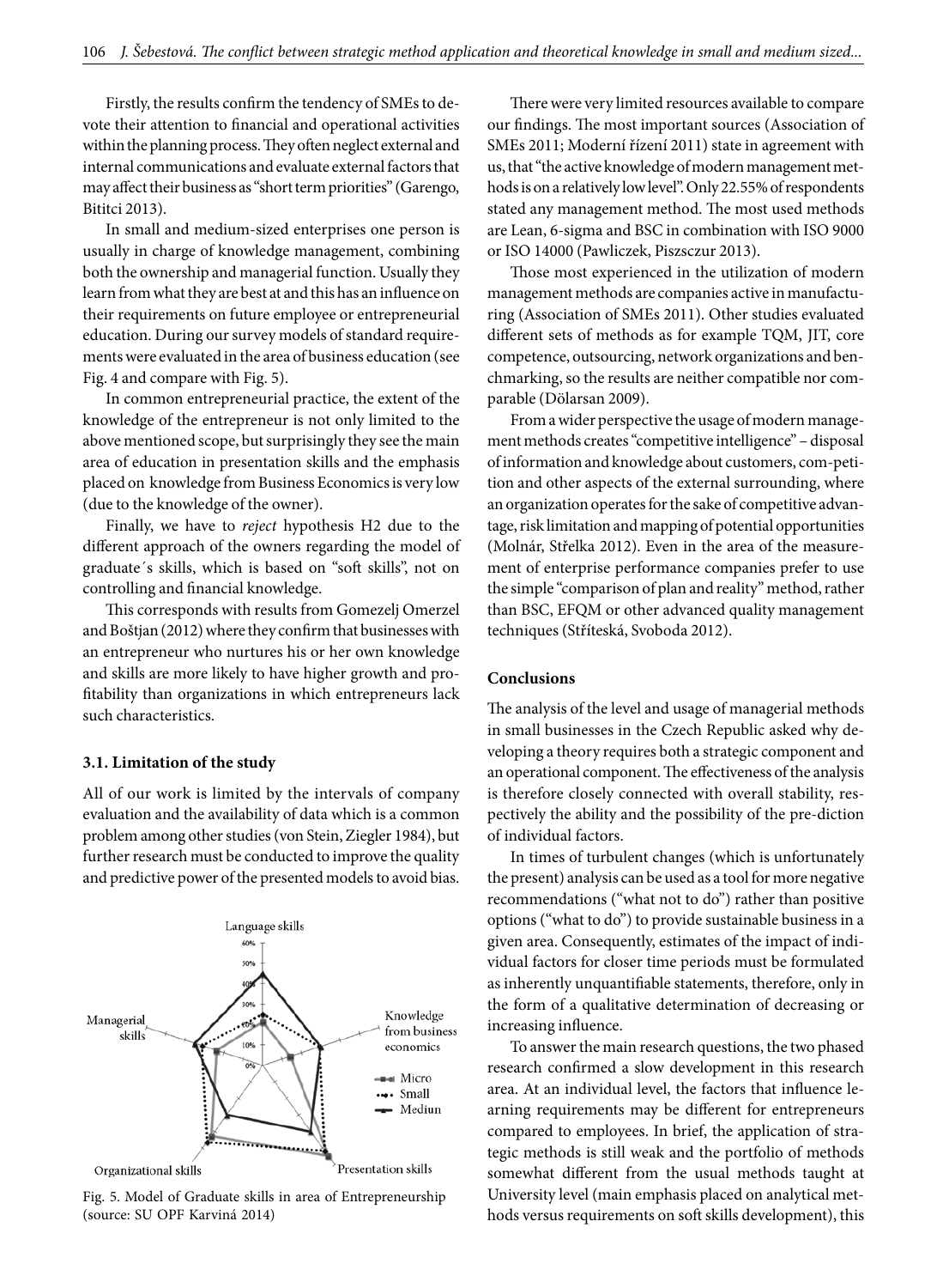Firstly, the results confirm the tendency of SMEs to devote their attention to financial and operational activities within the planning process. They often neglect external and internal communications and evaluate external factors that may affect their business as "short term priorities" (Garengo, Bititci 2013).

In small and medium-sized enterprises one person is usually in charge of knowledge management, combining both the ownership and managerial function. Usually they learn from what they are best at and this has an influence on their requirements on future employee or entrepreneurial education. During our survey models of standard requirements were evaluated in the area of business education (see Fig. 4 and compare with Fig. 5).

In common entrepreneurial practice, the extent of the knowledge of the entrepreneur is not only limited to the above mentioned scope, but surprisingly they see the main area of education in presentation skills and the emphasis placed on knowledge from Business Economics is very low (due to the knowledge of the owner).

Finally, we have to *reject* hypothesis H2 due to the different approach of the owners regarding the model of graduate´s skills, which is based on "soft skills", not on controlling and financial knowledge.

This corresponds with results from Gomezelj Omerzel and Boštjan (2012) where they confirm that businesses with an entrepreneur who nurtures his or her own knowledge and skills are more likely to have higher growth and profitability than organizations in which entrepreneurs lack such characteristics.

### 3.1. Limitation of the study

All of our work is limited by the intervals of company evaluation and the availability of data which is a common problem among other studies (von Stein, Ziegler 1984), but further research must be conducted to improve the quality and predictive power of the presented models to avoid bias.

Fig. 5. Model of Graduate skills in area of Entrepreneurship (source: SU OPF Karviná 2014)

There were very limited resources available to compare our findings. The most important sources (Association of SMEs 2011; Moderní řízení 2011) state in agreement with us, that "the active knowledge of modern management methods is on a relatively low level". Only 22.55% of respondents stated any management method. The most used methods are Lean, 6-sigma and BSC in combination with ISO 9000 or ISO 14000 (Pawliczek, Piszsczur 2013).

Those most experienced in the utilization of modern management methods are companies active in manufacturing (Association of SMEs 2011). Other studies evaluated different sets of methods as for example TQM, JIT, core competence, outsourcing, network organizations and benchmarking, so the results are neither compatible nor comparable (Dölarsan 2009).

From a wider perspective the usage of modern management methods creates "competitive intelligence" – disposal of information and knowledge about customers, competition and other aspects of the external surrounding, where an organization operates for the sake of competitive advantage, risk limitation and mapping of potential opportunities (Molnár, Střelka 2012). Even in the area of the measurement of enterprise performance companies prefer to use the simple "comparison of plan and reality" method, rather than BSC, EFQM or other advanced quality management techniques (Stříteská, Svoboda 2012).

## Conclusions

The analysis of the level and usage of managerial methods in small businesses in the Czech Republic asked why developing a theory requires both a strategic component and an operational component. The effectiveness of the analysis is therefore closely connected with overall stability, respectively the ability and the possibility of the pre-diction of individual factors.

In times of turbulent changes (which is unfortunately the present) analysis can be used as a tool for more negative recommendations ("what not to do") rather than positive options ("what to do") to provide sustainable business in a given area. Consequently, estimates of the impact of individual factors for closer time periods must be formulated as inherently unquantifiable statements, therefore, only in the form of a qualitative determination of decreasing or increasing influence.

To answer the main research questions, the two phased research confirmed a slow development in this research area. At an individual level, the factors that influence learning requirements may be different for entrepreneurs compared to employees. In brief, the application of strategic methods is still weak and the portfolio of methods somewhat different from the usual methods taught at University level (main emphasis placed on analytical methods versus requirements on soft skills development), this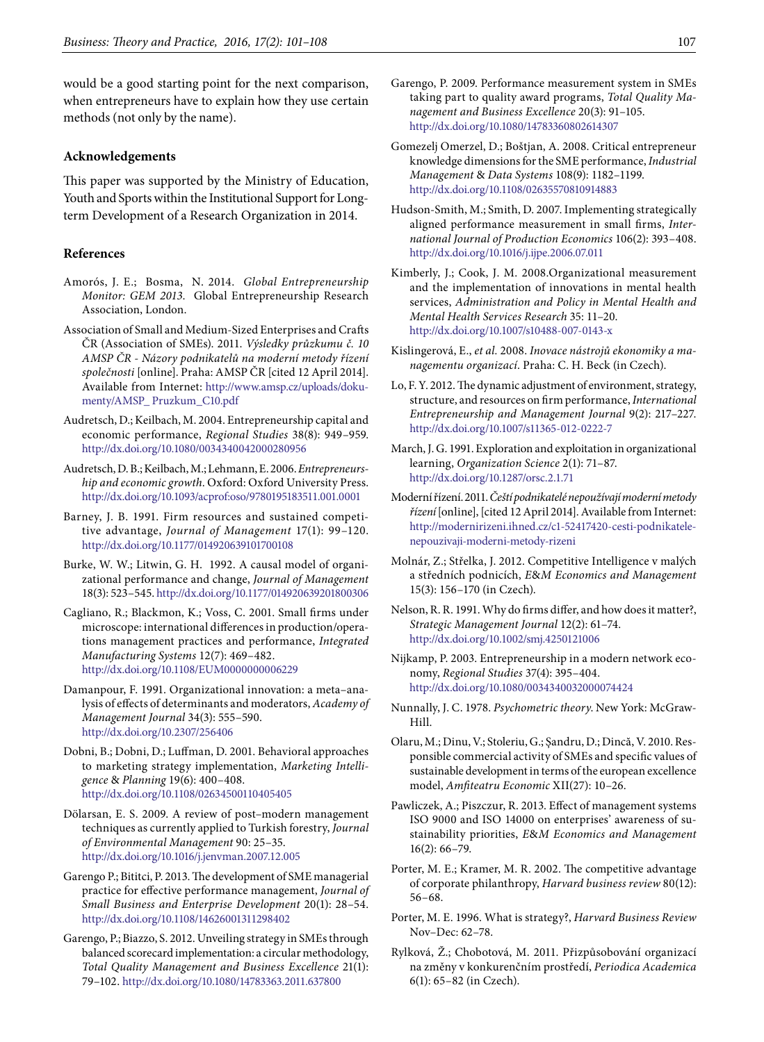would be a good starting point for the next comparison, when entrepreneurs have to explain how they use certain methods (not only by the name).

## Acknowledgements

This paper was supported by the Ministry of Education, Youth and Sports within the Institutional Support for Long-term Development of a Research Organization in 2014.

## References

Amorós, J. E.; Bosma, N. 2014. *Global Entrepreneurship Monitor: GEM 2013*. Global Entrepreneurship Research Association, London.

Association of Small and Medium-Sized Enterprises and Crafts ČR (Association of SMEs). 2011. *Výsledky průzkumu č. 10 AMSP ČR - Názory podnikatelů na moderní metody řízení společnosti* [online]. Praha: AMSP ČR [cited 12 April 2014]. Available from Internet: http://www.amsp.cz/uploads/dokumenty/AMSP_ Pruzkum_C10.pdf

Audretsch, D.; Keilbach, M. 2004. Entrepreneurship capital and economic performance, *Regional Studies* 38(8): 949–959. http://dx.doi.org/10.1080/0034340042000280956

Audretsch, D. B.; Keilbach, M.; Lehmann, E. 2006. *Entrepreneurship and economic growth*. Oxford: Oxford University Press. http://dx.doi.org/10.1093/acprof:oso/9780195183511.001.0001

Barney, J. B. 1991. Firm resources and sustained competitive advantage, *Journal of Management* 17(1): 99–120. http://dx.doi.org/10.1177/014920639101700108

Burke, W. W.; Litwin, G. H. 1992. A causal model of organizational performance and change, *Journal of Management* 18(3): 523–545. http://dx.doi.org/10.1177/014920639201800306

Cagliano, R.; Blackmon, K.; Voss, C. 2001. Small firms under microscope: international differences in production/operations management practices and performance, *Integrated Manufacturing Systems* 12(7): 469–482. http://dx.doi.org/10.1108/EUM0000000006229

Damanpour, F. 1991. Organizational innovation: a meta–analysis of effects of determinants and moderators, *Academy of Management Journal* 34(3): 555–590. http://dx.doi.org/10.2307/256406

Dobni, B.; Dobni, D.; Luffman, D. 2001. Behavioral approaches to marketing strategy implementation, *Marketing Intelligence & Planning* 19(6): 400–408. http://dx.doi.org/10.1108/02634500110405405

Dölarsan, E. S. 2009. A review of post–modern management techniques as currently applied to Turkish forestry, *Journal of Environmental Management* 90: 25–35. http://dx.doi.org/10.1016/j.jenvman.2007.12.005

Garengo P.; Bititci, P. 2013. The development of SME managerial practice for effective performance management, *Journal of Small Business and Enterprise Development* 20(1): 28–54. http://dx.doi.org/10.1108/14626001311298402

Garengo, P.; Biazzo, S. 2012. Unveiling strategy in SMEs through balanced scorecard implementation: a circular methodology, *Total Quality Management and Business Excellence* 21(1): 79–102. http://dx.doi.org/10.1080/14783363.2011.637800

Garengo, P. 2009. Performance measurement system in SMEs taking part to quality award programs, *Total Quality Management and Business Excellence* 20(3): 91–105. http://dx.doi.org/10.1080/14783360802614307

Gomezelj Omerzel, D.; Boštjan, A. 2008. Critical entrepreneur knowledge dimensions for the SME performance, *Industrial Management & Data Systems* 108(9): 1182–1199. http://dx.doi.org/10.1108/02635570810914883

Hudson-Smith, M.; Smith, D. 2007. Implementing strategically aligned performance measurement in small firms, *International Journal of Production Economics* 106(2): 393–408. http://dx.doi.org/10.1016/j.ijpe.2006.07.011

Kimberly, J.; Cook, J. M. 2008.Organizational measurement and the implementation of innovations in mental health services, *Administration and Policy in Mental Health and Mental Health Services Research* 35: 11–20. http://dx.doi.org/10.1007/s10488-007-0143-x

Kislingerová, E., *et al.* 2008. *Inovace nástrojů ekonomiky a managementu organizací*. Praha: C. H. Beck (in Czech).

Lo, F. Y. 2012. The dynamic adjustment of environment, strategy, structure, and resources on firm performance, *International Entrepreneurship and Management Journal* 9(2): 217–227. http://dx.doi.org/10.1007/s11365-012-0222-7

March, J. G. 1991. Exploration and exploitation in organizational learning, *Organization Science* 2(1): 71–87. http://dx.doi.org/10.1287/orsc.2.1.71

Moderní řízení. 2011. *Čeští podnikatelé nepoužívají moderní metody řízení* [online], [cited 12 April 2014]. Available from Internet: http://modernirizeni.ihned.cz/c1-52417420-cesti-podnikatele-nepouzivaji-moderni-metody-rizeni

Molnár, Z.; Střelka, J. 2012. Competitive Intelligence v malých a středních podnicích, *E&M Economics and Management* 15(3): 156–170 (in Czech).

Nelson, R. R. 1991. Why do firms differ, and how does it matter?, *Strategic Management Journal* 12(2): 61–74. http://dx.doi.org/10.1002/smj.4250121006

Nijkamp, P. 2003. Entrepreneurship in a modern network economy, *Regional Studies* 37(4): 395–404. http://dx.doi.org/10.1080/0034340032000074424

Nunnally, J. C. 1978. *Psychometric theory*. New York: McGraw-Hill.

Olaru, M.; Dinu, V.; Stoleriu, G.; Şandru, D.; Dincă, V. 2010. Responsible commercial activity of SMEs and specific values of sustainable development in terms of the european excellence model, *Amfiteatru Economic* XII(27): 10–26.

Pawliczek, A.; Piszczur, R. 2013. Effect of management systems ISO 9000 and ISO 14000 on enterprises' awareness of sustainability priorities, *E&M Economics and Management* 16(2): 66–79.

Porter, M. E.; Kramer, M. R. 2002. The competitive advantage of corporate philanthropy, *Harvard business review* 80(12): 56–68.

Porter, M. E. 1996. What is strategy?, *Harvard Business Review* Nov–Dec: 62–78.

Rylková, Ž.; Chobotová, M. 2011. Přizpůsobování organizací na změny v konkurenčním prostředí, *Periodica Academica* 6(1): 65–82 (in Czech).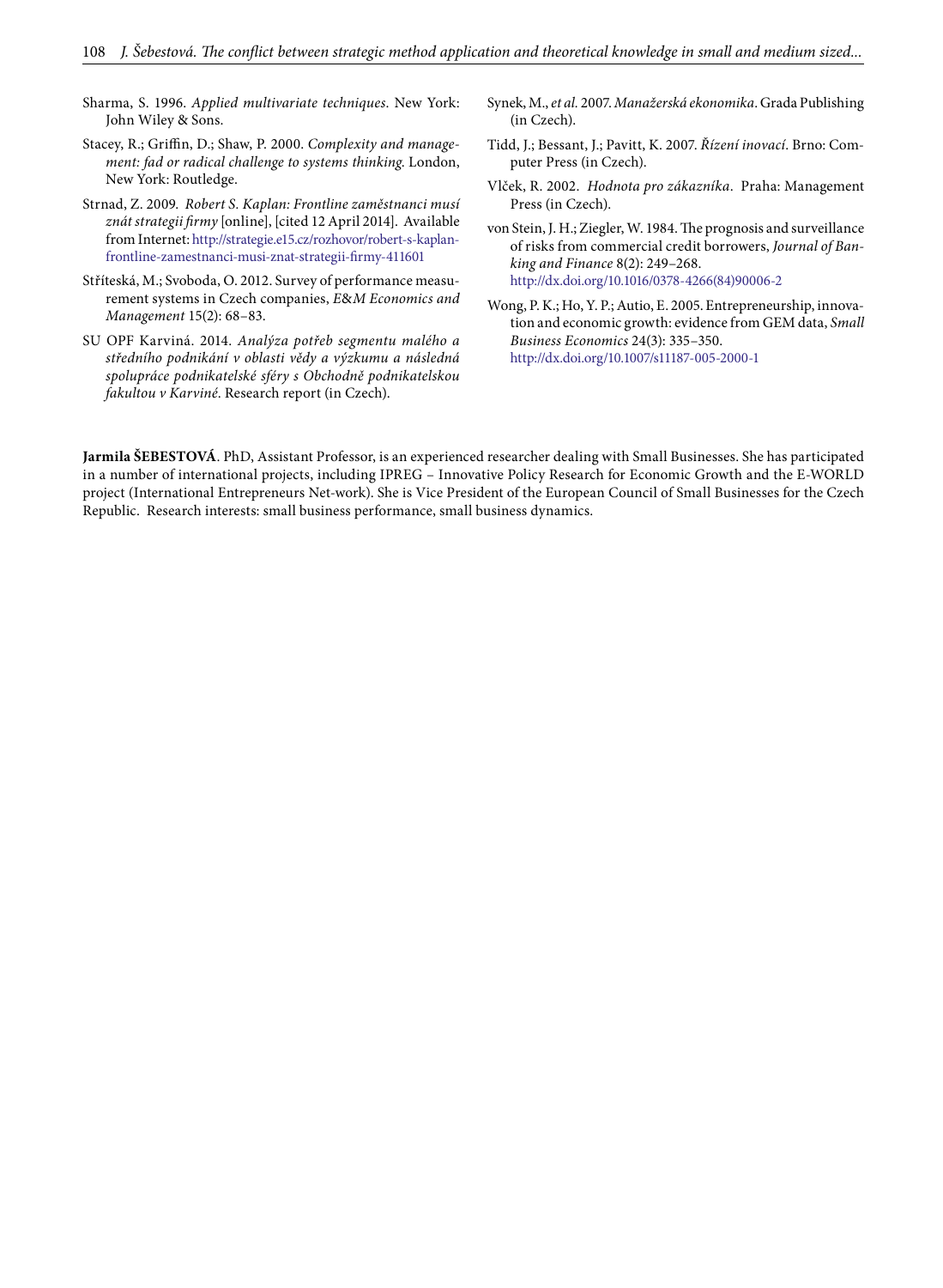Sharma, S. 1996. *Applied multivariate techniques*. New York: John Wiley & Sons.

Stacey, R.; Griffin, D.; Shaw, P. 2000. *Complexity and management: fad or radical challenge to systems thinking*. London, New York: Routledge.

Strnad, Z. 2009. *Robert S. Kaplan: Frontline zaměstnanci musí znát strategii firmy* [online], [cited 12 April 2014]. Available from Internet: http://strategie.e15.cz/rozhovor/robert-s-kaplan-frontline-zamestnanci-musi-znat-strategii-firmy-411601

Stříteská, M.; Svoboda, O. 2012. Survey of performance measurement systems in Czech companies, *E&M Economics and Management* 15(2): 68–83.

SU OPF Karviná. 2014. *Analýza potřeb segmentu malého a středního podnikání v oblasti vědy a výzkumu a následná spolupráce podnikatelské sféry s Obchodně podnikatelskou fakultou v Karviné*. Research report (in Czech).

Synek, M., *et al.* 2007. *Manažerská ekonomika*. Grada Publishing (in Czech).

Tidd, J.; Bessant, J.; Pavitt, K. 2007. *Řízení inovací*. Brno: Computer Press (in Czech).

Vlček, R. 2002. *Hodnota pro zákazníka*. Praha: Management Press (in Czech).

von Stein, J. H.; Ziegler, W. 1984. The prognosis and surveillance of risks from commercial credit borrowers, *Journal of Banking and Finance* 8(2): 249–268. http://dx.doi.org/10.1016/0378-4266(84)90006-2

Wong, P. K.; Ho, Y. P.; Autio, E. 2005. Entrepreneurship, innovation and economic growth: evidence from GEM data, *Small Business Economics* 24(3): 335–350. http://dx.doi.org/10.1007/s11187-005-2000-1

**Jarmila ŠEBESTOVÁ**. PhD, Assistant Professor, is an experienced researcher dealing with Small Businesses. She has participated in a number of international projects, including IPREG – Innovative Policy Research for Economic Growth and the E-WORLD project (International Entrepreneurs Net-work). She is Vice President of the European Council of Small Businesses for the Czech Republic. Research interests: small business performance, small business dynamics.